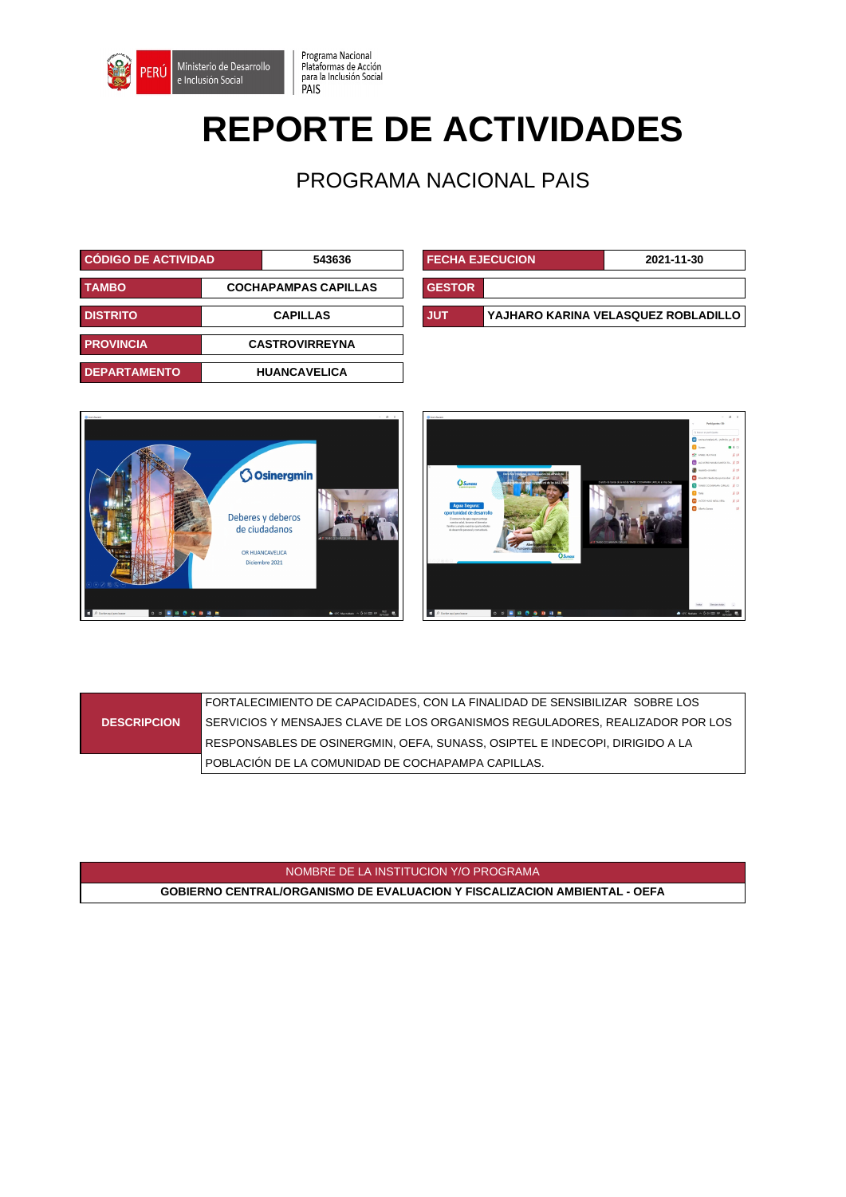Programa Nacional Plataformas de Acción para la Inclusión Social PAIS

# REPORTE DE ACTIVIDADES

## PROGRAMA NACIONAL PAIS

| CÓDIGO DE ACTIVIDAD | 543636 |
|---|---|
| TAMBO | COCHAPAMPAS CAPILLAS |
| DISTRITO | CAPILLAS |
| PROVINCIA | CASTROVIRREYNA |
| DEPARTAMENTO | HUANCAVELICA |

| FECHA EJECUCION | 2021-11-30 |
|---|---|
| GESTOR | |
| JUT | YAJHARO KARINA VELASQUEZ ROBLADILLO |

| DESCRIPCION | FORTALECIMIENTO DE CAPACIDADES, CON LA FINALIDAD DE SENSIBILIZAR SOBRE LOS SERVICIOS Y MENSAJES CLAVE DE LOS ORGANISMOS REGULADORES, REALIZADOR POR LOS RESPONSABLES DE OSINERGMIN, OEFA, SUNASS, OSIPTEL E INDECOPI, DIRIGIDO A LA POBLACIÓN DE LA COMUNIDAD DE COCHAPAMPA CAPILLAS. |
|---|---|

| NOMBRE DE LA INSTITUCION Y/O PROGRAMA |
|---|
| GOBIERNO CENTRAL/ORGANISMO DE EVALUACION Y FISCALIZACION AMBIENTAL - OEFA |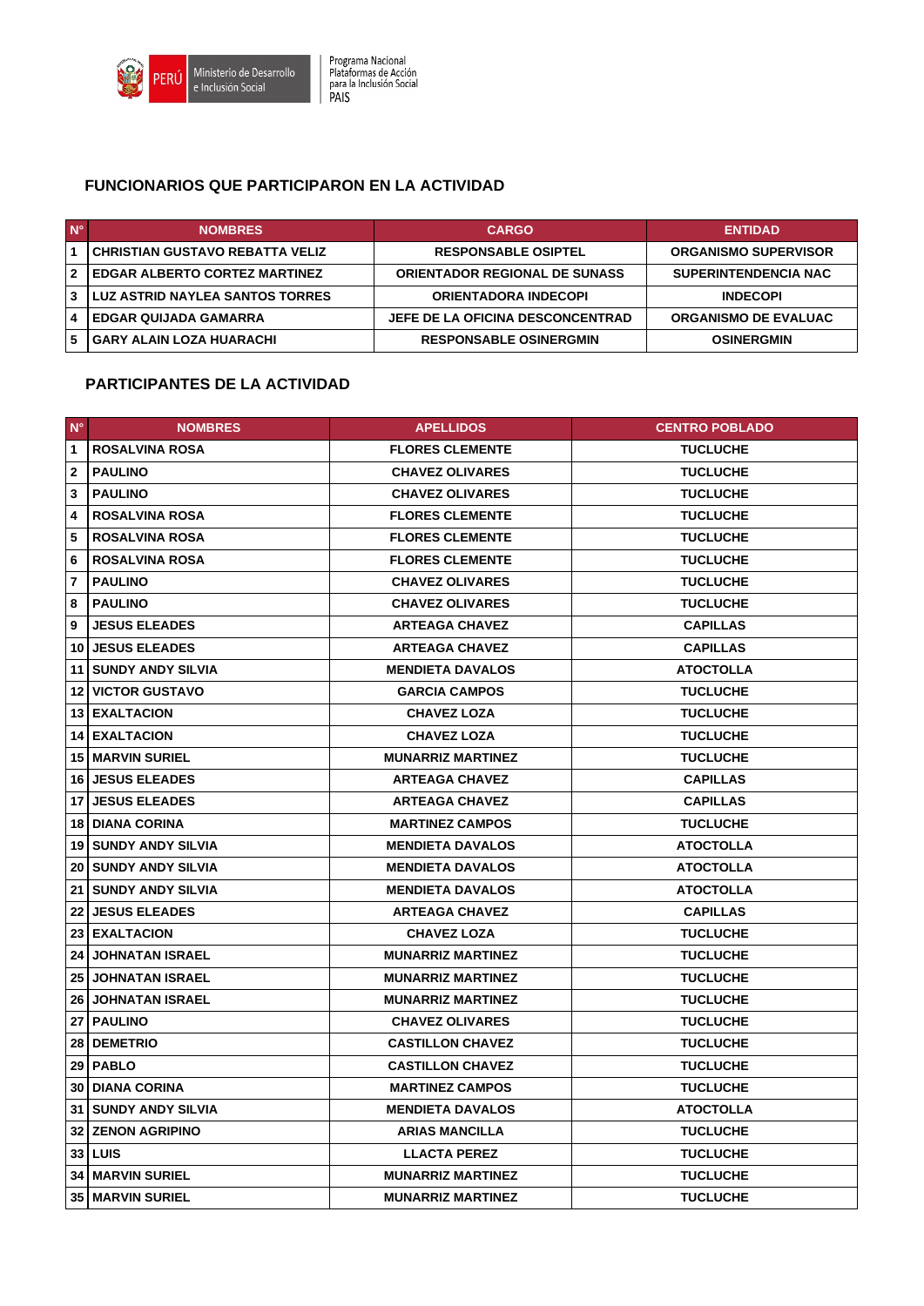## FUNCIONARIOS QUE PARTICIPARON EN LA ACTIVIDAD

| N° | NOMBRES | CARGO | ENTIDAD |
|---|---|---|---|
| 1 | CHRISTIAN GUSTAVO REBATTA VELIZ | RESPONSABLE OSIPTEL | ORGANISMO SUPERVISOR |
| 2 | EDGAR ALBERTO CORTEZ MARTINEZ | ORIENTADOR REGIONAL DE SUNASS | SUPERINTENDENCIA NAC |
| 3 | LUZ ASTRID NAYLEA SANTOS TORRES | ORIENTADORA INDECOPI | INDECOPI |
| 4 | EDGAR QUIJADA GAMARRA | JEFE DE LA OFICINA DESCONCENTRAD | ORGANISMO DE EVALUAC |
| 5 | GARY ALAIN LOZA HUARACHI | RESPONSABLE OSINERGMIN | OSINERGMIN |

## PARTICIPANTES DE LA ACTIVIDAD

| N° | NOMBRES | APELLIDOS | CENTRO POBLADO |
|---|---|---|---|
| 1 | ROSALVINA ROSA | FLORES CLEMENTE | TUCLUCHE |
| 2 | PAULINO | CHAVEZ OLIVARES | TUCLUCHE |
| 3 | PAULINO | CHAVEZ OLIVARES | TUCLUCHE |
| 4 | ROSALVINA ROSA | FLORES CLEMENTE | TUCLUCHE |
| 5 | ROSALVINA ROSA | FLORES CLEMENTE | TUCLUCHE |
| 6 | ROSALVINA ROSA | FLORES CLEMENTE | TUCLUCHE |
| 7 | PAULINO | CHAVEZ OLIVARES | TUCLUCHE |
| 8 | PAULINO | CHAVEZ OLIVARES | TUCLUCHE |
| 9 | JESUS ELEADES | ARTEAGA CHAVEZ | CAPILLAS |
| 10 | JESUS ELEADES | ARTEAGA CHAVEZ | CAPILLAS |
| 11 | SUNDY ANDY SILVIA | MENDIETA DAVALOS | ATOCTOLLA |
| 12 | VICTOR GUSTAVO | GARCIA CAMPOS | TUCLUCHE |
| 13 | EXALTACION | CHAVEZ LOZA | TUCLUCHE |
| 14 | EXALTACION | CHAVEZ LOZA | TUCLUCHE |
| 15 | MARVIN SURIEL | MUNARRIZ MARTINEZ | TUCLUCHE |
| 16 | JESUS ELEADES | ARTEAGA CHAVEZ | CAPILLAS |
| 17 | JESUS ELEADES | ARTEAGA CHAVEZ | CAPILLAS |
| 18 | DIANA CORINA | MARTINEZ CAMPOS | TUCLUCHE |
| 19 | SUNDY ANDY SILVIA | MENDIETA DAVALOS | ATOCTOLLA |
| 20 | SUNDY ANDY SILVIA | MENDIETA DAVALOS | ATOCTOLLA |
| 21 | SUNDY ANDY SILVIA | MENDIETA DAVALOS | ATOCTOLLA |
| 22 | JESUS ELEADES | ARTEAGA CHAVEZ | CAPILLAS |
| 23 | EXALTACION | CHAVEZ LOZA | TUCLUCHE |
| 24 | JOHNATAN ISRAEL | MUNARRIZ MARTINEZ | TUCLUCHE |
| 25 | JOHNATAN ISRAEL | MUNARRIZ MARTINEZ | TUCLUCHE |
| 26 | JOHNATAN ISRAEL | MUNARRIZ MARTINEZ | TUCLUCHE |
| 27 | PAULINO | CHAVEZ OLIVARES | TUCLUCHE |
| 28 | DEMETRIO | CASTILLON CHAVEZ | TUCLUCHE |
| 29 | PABLO | CASTILLON CHAVEZ | TUCLUCHE |
| 30 | DIANA CORINA | MARTINEZ CAMPOS | TUCLUCHE |
| 31 | SUNDY ANDY SILVIA | MENDIETA DAVALOS | ATOCTOLLA |
| 32 | ZENON AGRIPINO | ARIAS MANCILLA | TUCLUCHE |
| 33 | LUIS | LLACTA PEREZ | TUCLUCHE |
| 34 | MARVIN SURIEL | MUNARRIZ MARTINEZ | TUCLUCHE |
| 35 | MARVIN SURIEL | MUNARRIZ MARTINEZ | TUCLUCHE |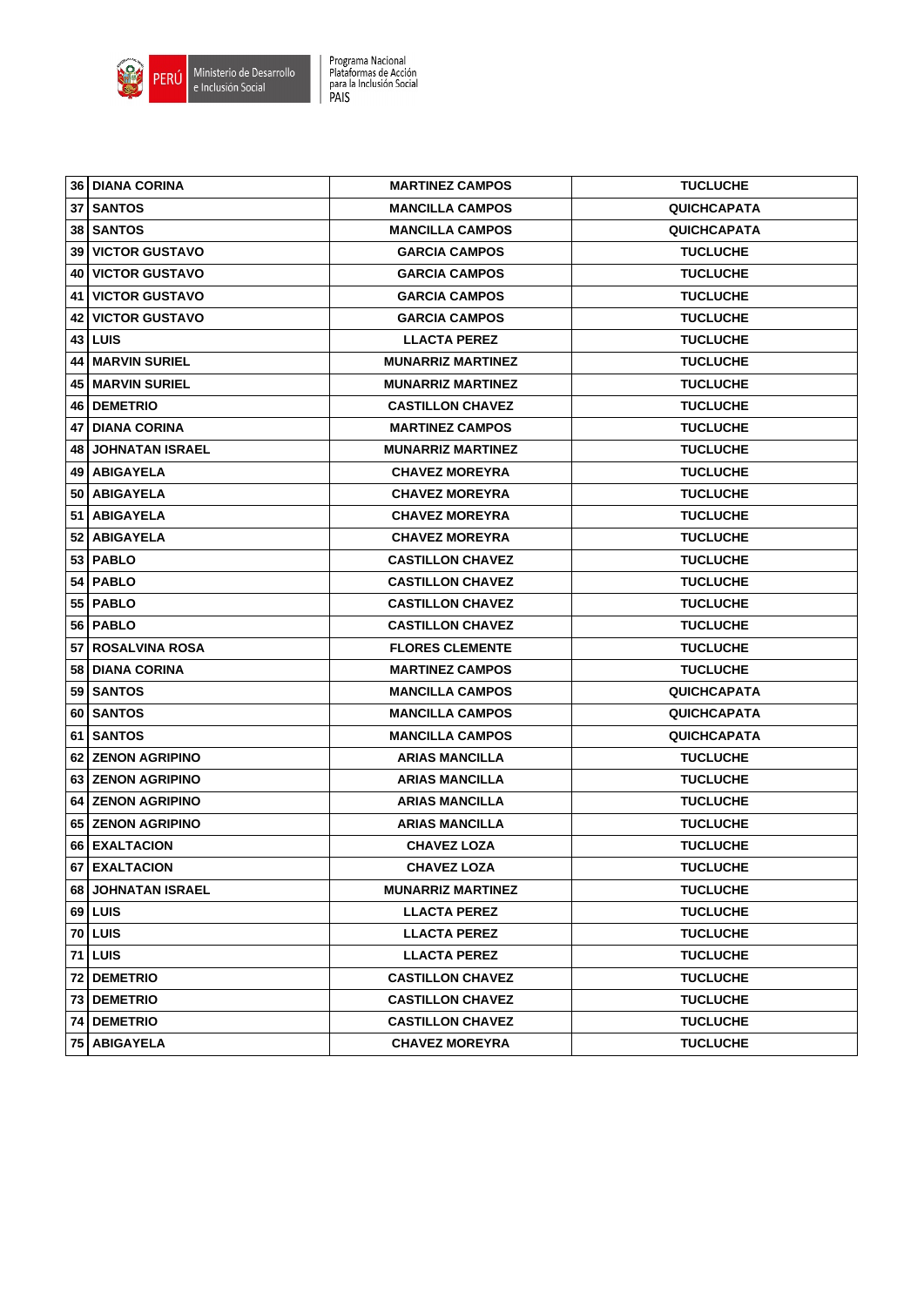| | | | |
|---|---|---|---|
| 36 | DIANA CORINA | MARTINEZ CAMPOS | TUCLUCHE |
| 37 | SANTOS | MANCILLA CAMPOS | QUICHCAPATA |
| 38 | SANTOS | MANCILLA CAMPOS | QUICHCAPATA |
| 39 | VICTOR GUSTAVO | GARCIA CAMPOS | TUCLUCHE |
| 40 | VICTOR GUSTAVO | GARCIA CAMPOS | TUCLUCHE |
| 41 | VICTOR GUSTAVO | GARCIA CAMPOS | TUCLUCHE |
| 42 | VICTOR GUSTAVO | GARCIA CAMPOS | TUCLUCHE |
| 43 | LUIS | LLACTA PEREZ | TUCLUCHE |
| 44 | MARVIN SURIEL | MUNARRIZ MARTINEZ | TUCLUCHE |
| 45 | MARVIN SURIEL | MUNARRIZ MARTINEZ | TUCLUCHE |
| 46 | DEMETRIO | CASTILLON CHAVEZ | TUCLUCHE |
| 47 | DIANA CORINA | MARTINEZ CAMPOS | TUCLUCHE |
| 48 | JOHNATAN ISRAEL | MUNARRIZ MARTINEZ | TUCLUCHE |
| 49 | ABIGAYELA | CHAVEZ MOREYRA | TUCLUCHE |
| 50 | ABIGAYELA | CHAVEZ MOREYRA | TUCLUCHE |
| 51 | ABIGAYELA | CHAVEZ MOREYRA | TUCLUCHE |
| 52 | ABIGAYELA | CHAVEZ MOREYRA | TUCLUCHE |
| 53 | PABLO | CASTILLON CHAVEZ | TUCLUCHE |
| 54 | PABLO | CASTILLON CHAVEZ | TUCLUCHE |
| 55 | PABLO | CASTILLON CHAVEZ | TUCLUCHE |
| 56 | PABLO | CASTILLON CHAVEZ | TUCLUCHE |
| 57 | ROSALVINA ROSA | FLORES CLEMENTE | TUCLUCHE |
| 58 | DIANA CORINA | MARTINEZ CAMPOS | TUCLUCHE |
| 59 | SANTOS | MANCILLA CAMPOS | QUICHCAPATA |
| 60 | SANTOS | MANCILLA CAMPOS | QUICHCAPATA |
| 61 | SANTOS | MANCILLA CAMPOS | QUICHCAPATA |
| 62 | ZENON AGRIPINO | ARIAS MANCILLA | TUCLUCHE |
| 63 | ZENON AGRIPINO | ARIAS MANCILLA | TUCLUCHE |
| 64 | ZENON AGRIPINO | ARIAS MANCILLA | TUCLUCHE |
| 65 | ZENON AGRIPINO | ARIAS MANCILLA | TUCLUCHE |
| 66 | EXALTACION | CHAVEZ LOZA | TUCLUCHE |
| 67 | EXALTACION | CHAVEZ LOZA | TUCLUCHE |
| 68 | JOHNATAN ISRAEL | MUNARRIZ MARTINEZ | TUCLUCHE |
| 69 | LUIS | LLACTA PEREZ | TUCLUCHE |
| 70 | LUIS | LLACTA PEREZ | TUCLUCHE |
| 71 | LUIS | LLACTA PEREZ | TUCLUCHE |
| 72 | DEMETRIO | CASTILLON CHAVEZ | TUCLUCHE |
| 73 | DEMETRIO | CASTILLON CHAVEZ | TUCLUCHE |
| 74 | DEMETRIO | CASTILLON CHAVEZ | TUCLUCHE |
| 75 | ABIGAYELA | CHAVEZ MOREYRA | TUCLUCHE |